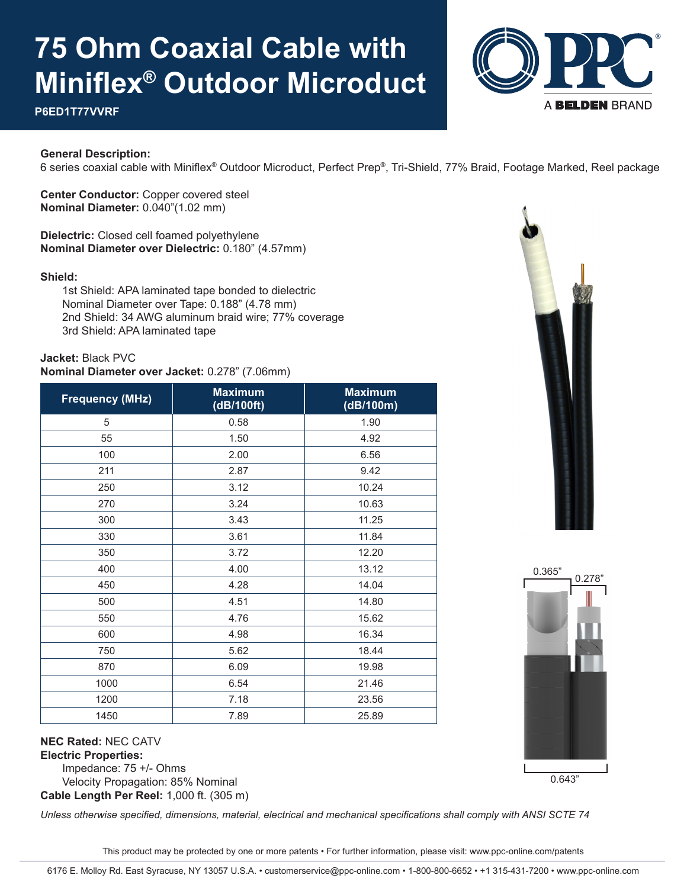# 75 Ohm Coaxial Cable with Miniflex® Outdoor Microduct

**P6ED1T77VVRF**

**General Description:**
6 series coaxial cable with Miniflex® Outdoor Microduct, Perfect Prep®, Tri-Shield, 77% Braid, Footage Marked, Reel package

**Center Conductor:** Copper covered steel
**Nominal Diameter:** 0.040”(1.02 mm)

**Dielectric:** Closed cell foamed polyethylene
**Nominal Diameter over Dielectric:** 0.180” (4.57mm)

**Shield:**

- 1st Shield: APA laminated tape bonded to dielectric
- Nominal Diameter over Tape: 0.188” (4.78 mm)
- 2nd Shield: 34 AWG aluminum braid wire; 77% coverage
- 3rd Shield: APA laminated tape

**Jacket:** Black PVC
**Nominal Diameter over Jacket:** 0.278” (7.06mm)

| Frequency (MHz) | Maximum (dB/100ft) | Maximum (dB/100m) |
|---|---|---|
| 5 | 0.58 | 1.90 |
| 55 | 1.50 | 4.92 |
| 100 | 2.00 | 6.56 |
| 211 | 2.87 | 9.42 |
| 250 | 3.12 | 10.24 |
| 270 | 3.24 | 10.63 |
| 300 | 3.43 | 11.25 |
| 330 | 3.61 | 11.84 |
| 350 | 3.72 | 12.20 |
| 400 | 4.00 | 13.12 |
| 450 | 4.28 | 14.04 |
| 500 | 4.51 | 14.80 |
| 550 | 4.76 | 15.62 |
| 600 | 4.98 | 16.34 |
| 750 | 5.62 | 18.44 |
| 870 | 6.09 | 19.98 |
| 1000 | 6.54 | 21.46 |
| 1200 | 7.18 | 23.56 |
| 1450 | 7.89 | 25.89 |

0.365”  0.278”

0.643”

**NEC Rated:** NEC CATV
**Electric Properties:**

- Impedance: 75 +/- Ohms
- Velocity Propagation: 85% Nominal

**Cable Length Per Reel:** 1,000 ft. (305 m)

*Unless otherwise specified, dimensions, material, electrical and mechanical specifications shall comply with ANSI SCTE 74*

This product may be protected by one or more patents • For further information, please visit: www.ppc-online.com/patents

6176 E. Molloy Rd. East Syracuse, NY 13057 U.S.A. • customerservice@ppc-online.com • 1-800-800-6652 • +1 315-431-7200 • www.ppc-online.com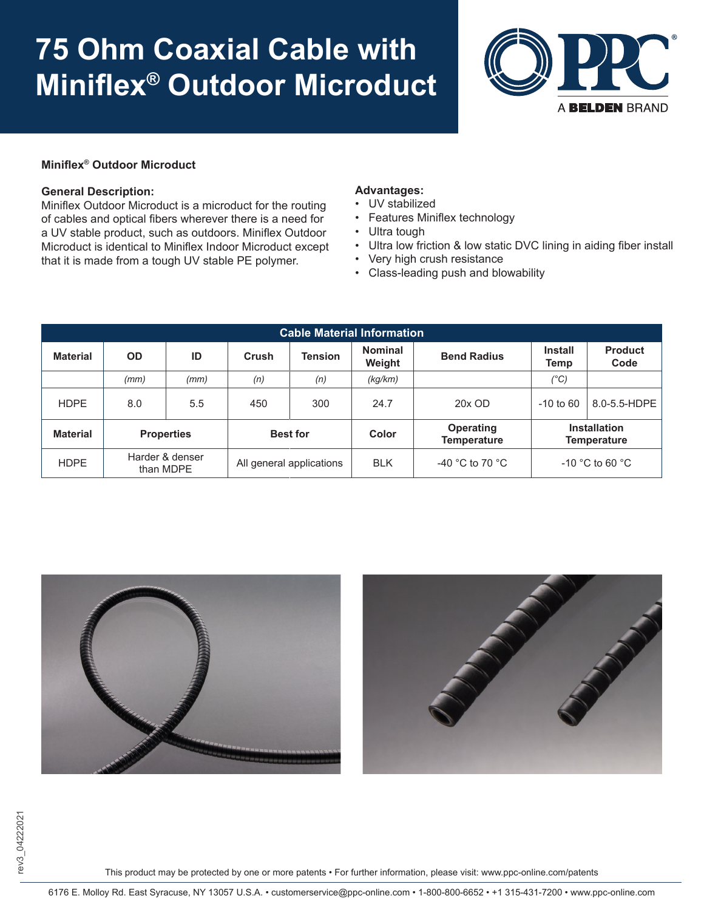# 75 Ohm Coaxial Cable with Miniflex® Outdoor Microduct

**Miniflex® Outdoor Microduct**

**General Description:**
Miniflex Outdoor Microduct is a microduct for the routing of cables and optical fibers wherever there is a need for a UV stable product, such as outdoors. Miniflex Outdoor Microduct is identical to Miniflex Indoor Microduct except that it is made from a tough UV stable PE polymer.

**Advantages:**
- UV stabilized
- Features Miniflex technology
- Ultra tough
- Ultra low friction & low static DVC lining in aiding fiber install
- Very high crush resistance
- Class-leading push and blowability

| Cable Material Information | | | | | | | | |
|---|---|---|---|---|---|---|---|---|
| **Material** | **OD** | **ID** | **Crush** | **Tension** | **Nominal Weight** | **Bend Radius** | **Install Temp** | **Product Code** |
| | *(mm)* | *(mm)* | *(n)* | *(n)* | *(kg/km)* | | *(°C)* | |
| HDPE | 8.0 | 5.5 | 450 | 300 | 24.7 | 20x OD | -10 to 60 | 8.0-5.5-HDPE |
| **Material** | **Properties** | | **Best for** | | **Color** | **Operating Temperature** | **Installation Temperature** | |
| HDPE | Harder & denser than MDPE | | All general applications | | BLK | -40 °C to 70 °C | -10 °C to 60 °C | |

rev3_04222021

This product may be protected by one or more patents • For further information, please visit: www.ppc-online.com/patents

6176 E. Molloy Rd. East Syracuse, NY 13057 U.S.A. • customerservice@ppc-online.com • 1-800-800-6652 • +1 315-431-7200 • www.ppc-online.com